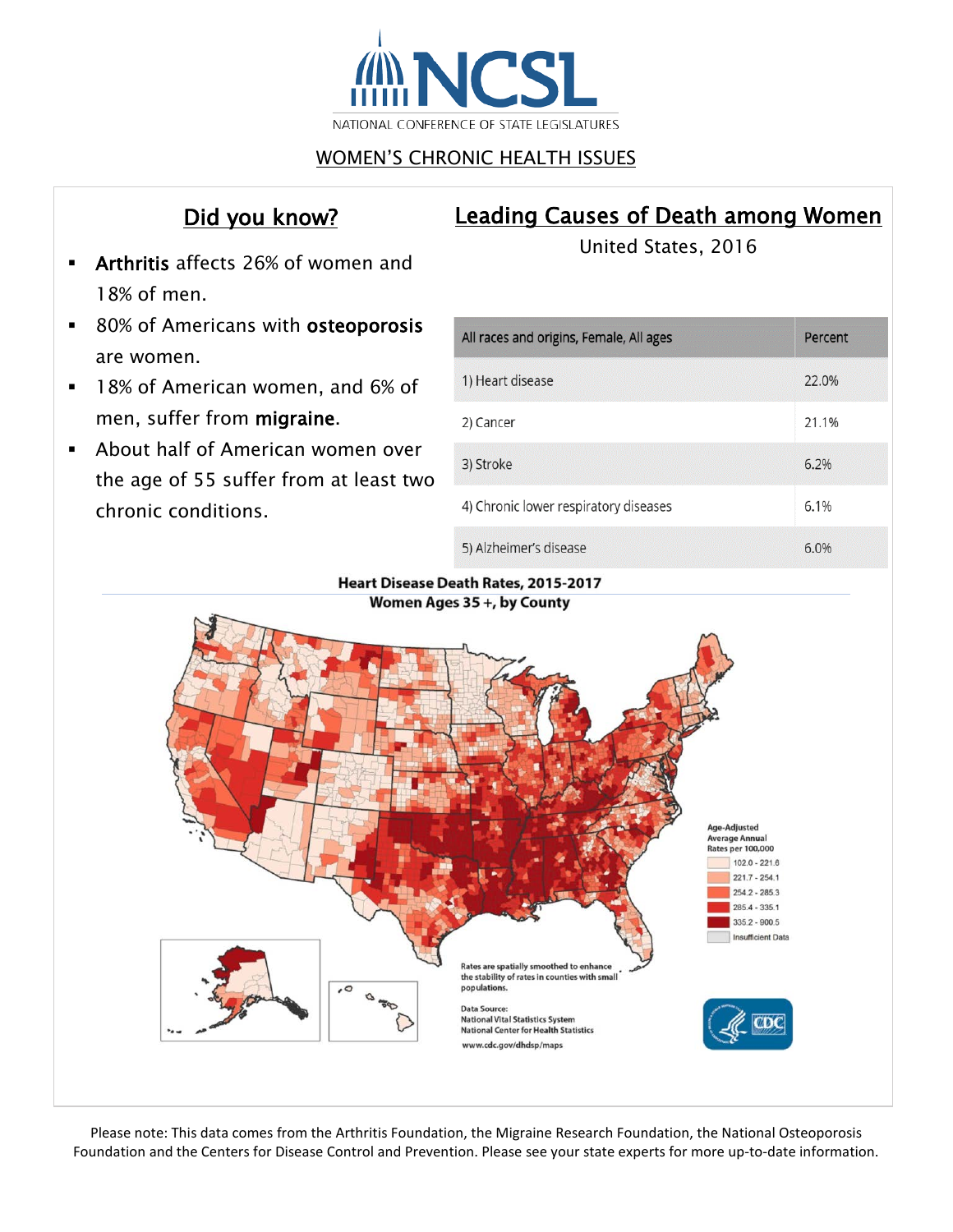# NCSL

NATIONAL CONFERENCE OF STATE LEGISLATURES

## WOMEN'S CHRONIC HEALTH ISSUES

## Did you know?

- **Arthritis** affects 26% of women and 18% of men.
- 80% of Americans with **osteoporosis** are women.
- 18% of American women, and 6% of men, suffer from **migraine**.
- About half of American women over the age of 55 suffer from at least two chronic conditions.

## Leading Causes of Death among Women

United States, 2016

| All races and origins, Female, All ages | Percent |
|---|---|
| 1) Heart disease | 22.0% |
| 2) Cancer | 21.1% |
| 3) Stroke | 6.2% |
| 4) Chronic lower respiratory diseases | 6.1% |
| 5) Alzheimer's disease | 6.0% |

**Heart Disease Death Rates, 2015-2017**
**Women Ages 35 +, by County**

Age-Adjusted Average Annual Rates per 100,000

- 102.0 - 221.6
- 221.7 - 254.1
- 254.2 - 285.3
- 285.4 - 335.1
- 335.2 - 900.5
- Insufficient Data

Rates are spatially smoothed to enhance the stability of rates in counties with small populations.

Data Source:
National Vital Statistics System
National Center for Health Statistics
www.cdc.gov/dhdsp/maps

CDC

Please note: This data comes from the Arthritis Foundation, the Migraine Research Foundation, the National Osteoporosis Foundation and the Centers for Disease Control and Prevention. Please see your state experts for more up-to-date information.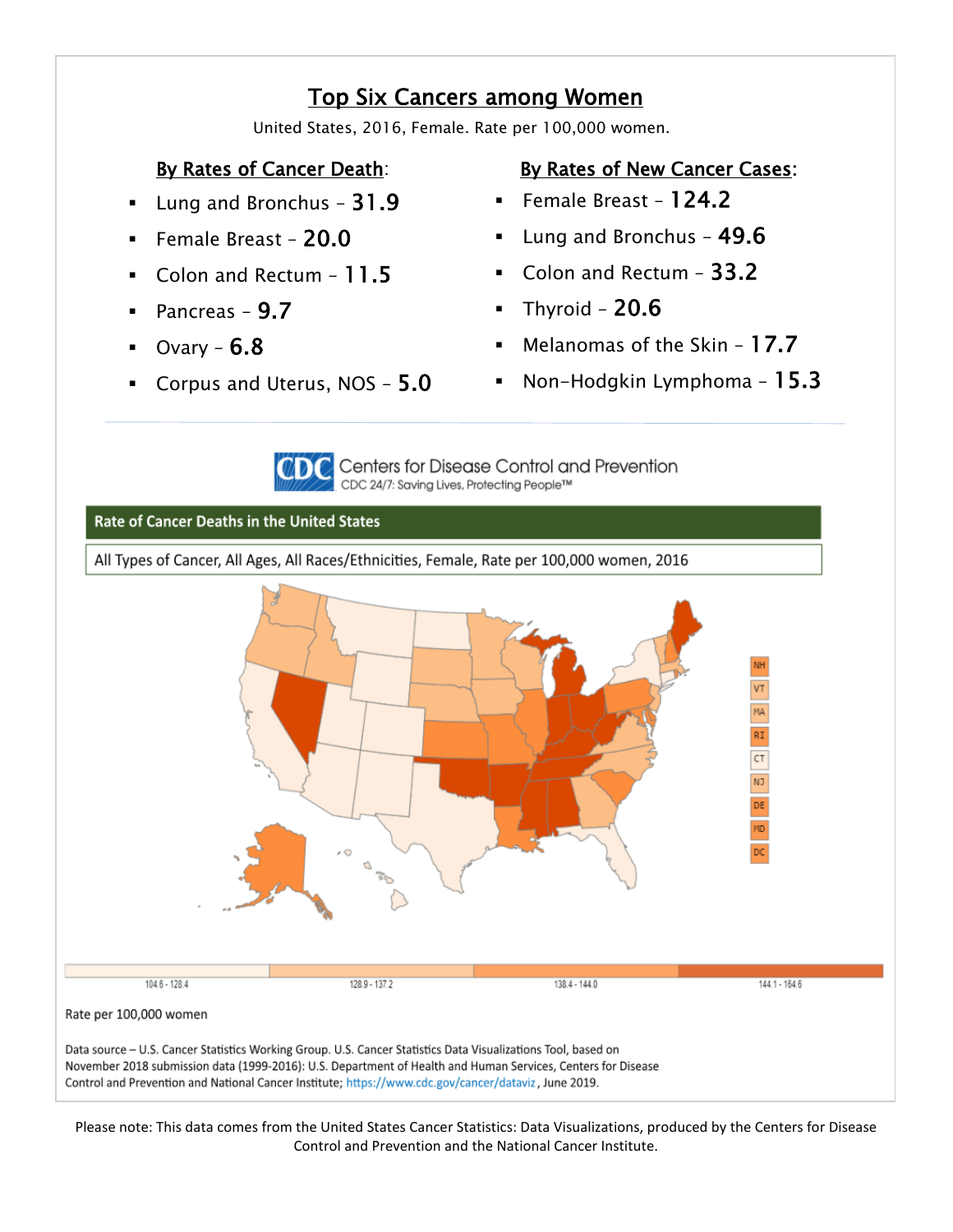# Top Six Cancers among Women

United States, 2016, Female. Rate per 100,000 women.

## By Rates of Cancer Death:

- Lung and Bronchus – **31.9**
- Female Breast – **20.0**
- Colon and Rectum – **11.5**
- Pancreas – **9.7**
- Ovary – **6.8**
- Corpus and Uterus, NOS – **5.0**

## By Rates of New Cancer Cases:

- Female Breast – **124.2**
- Lung and Bronchus – **49.6**
- Colon and Rectum – **33.2**
- Thyroid – **20.6**
- Melanomas of the Skin – **17.7**
- Non-Hodgkin Lymphoma – **15.3**

---

CDC Centers for Disease Control and Prevention

CDC 24/7: Saving Lives, Protecting People™

**Rate of Cancer Deaths in the United States**

All Types of Cancer, All Ages, All Races/Ethnicities, Female, Rate per 100,000 women, 2016

NH
VT
MA
RI
CT
NJ
DE
MD
DC

104.6 - 128.4
128.9 - 137.2
138.4 - 144.0
144.1 - 164.6

Rate per 100,000 women

Data source – U.S. Cancer Statistics Working Group. U.S. Cancer Statistics Data Visualizations Tool, based on November 2018 submission data (1999-2016): U.S. Department of Health and Human Services, Centers for Disease Control and Prevention and National Cancer Institute; https://www.cdc.gov/cancer/dataviz, June 2019.

Please note: This data comes from the United States Cancer Statistics: Data Visualizations, produced by the Centers for Disease Control and Prevention and the National Cancer Institute.